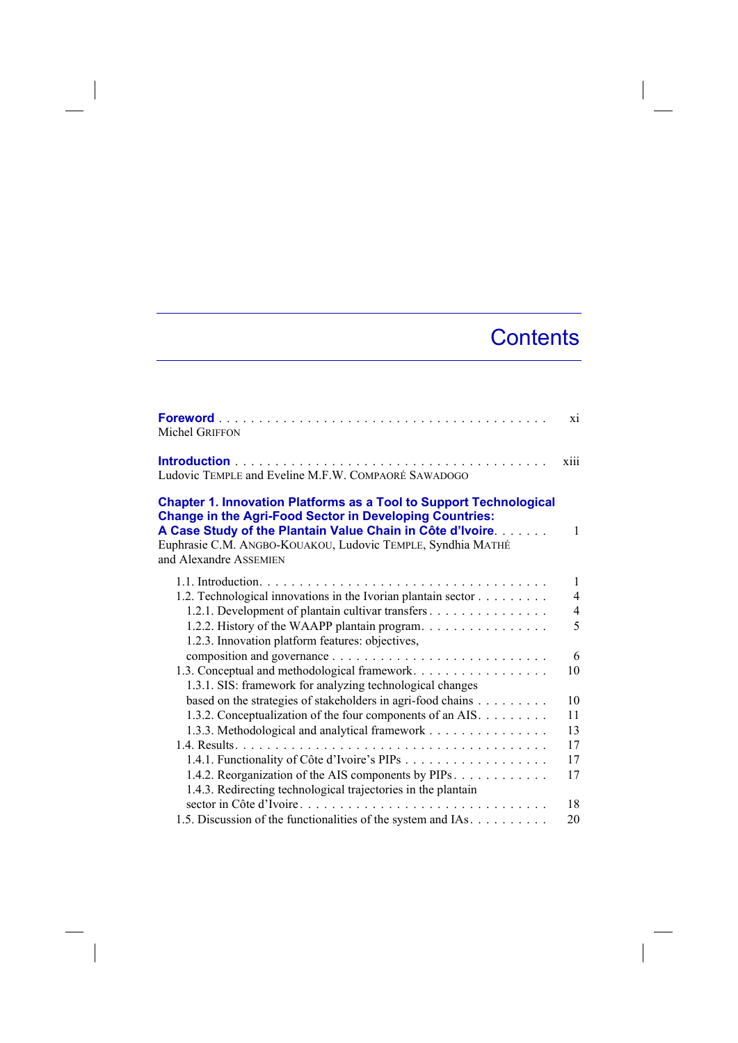# Contents

**Foreword** . . . . . . . . . . . . . . . . . . . . . . . . . . . . . . . . . . . . . . . . xi
Michel GRIFFON

**Introduction** . . . . . . . . . . . . . . . . . . . . . . . . . . . . . . . . . . . . . . . xiii
Ludovic TEMPLE and Eveline M.F.W. COMPAORÉ SAWADOGO

**Chapter 1. Innovation Platforms as a Tool to Support Technological Change in the Agri-Food Sector in Developing Countries: A Case Study of the Plantain Value Chain in Côte d'Ivoire** . . . . . . . 1
Euphrasie C.M. ANGBO-KOUAKOU, Ludovic TEMPLE, Syndhia MATHÉ and Alexandre ASSEMIEN

1.1. Introduction . . . . . . . . . . . . . . . . . . . . . . . . . . . . . . . . . . . . 1
1.2. Technological innovations in the Ivorian plantain sector . . . . . . . . . 4
  1.2.1. Development of plantain cultivar transfers . . . . . . . . . . . . . . . 4
  1.2.2. History of the WAAPP plantain program . . . . . . . . . . . . . . . . 5
  1.2.3. Innovation platform features: objectives, composition and governance . . . . . . . . . . . . . . . . . . . . . . . . . . 6
1.3. Conceptual and methodological framework . . . . . . . . . . . . . . . . . 10
  1.3.1. SIS: framework for analyzing technological changes based on the strategies of stakeholders in agri-food chains . . . . . . . . . 10
  1.3.2. Conceptualization of the four components of an AIS . . . . . . . . . 11
  1.3.3. Methodological and analytical framework . . . . . . . . . . . . . . . 13
1.4. Results . . . . . . . . . . . . . . . . . . . . . . . . . . . . . . . . . . . . . . 17
  1.4.1. Functionality of Côte d'Ivoire's PIPs . . . . . . . . . . . . . . . . . . 17
  1.4.2. Reorganization of the AIS components by PIPs . . . . . . . . . . . . 17
  1.4.3. Redirecting technological trajectories in the plantain sector in Côte d'Ivoire . . . . . . . . . . . . . . . . . . . . . . . . . . . . . . 18
1.5. Discussion of the functionalities of the system and IAs . . . . . . . . . . 20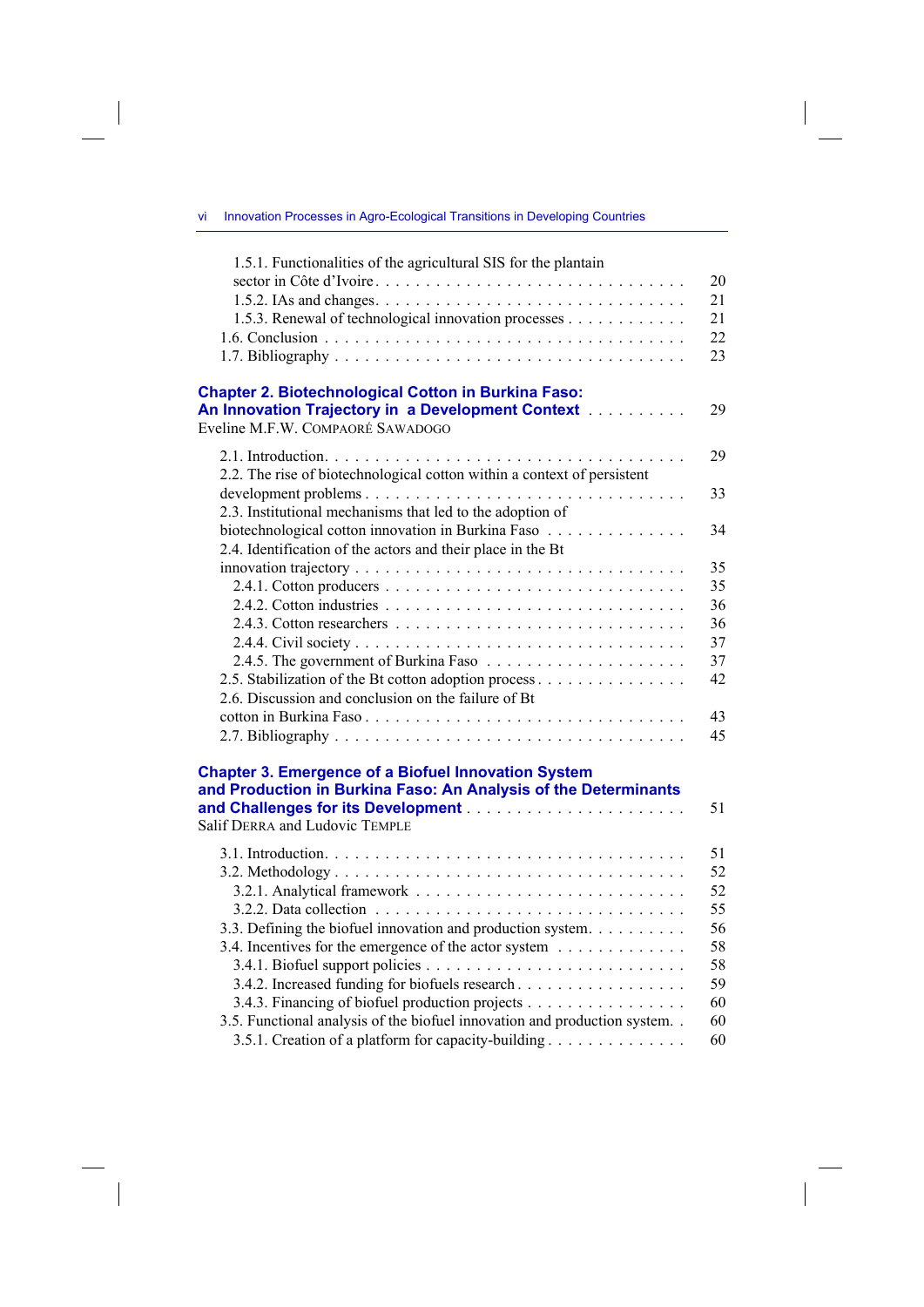1.5.1. Functionalities of the agricultural SIS for the plantain sector in Côte d'Ivoire . . . . . . . . . . . . . . . . . . . . . . . . . . . . . . . 20
1.5.2. IAs and changes . . . . . . . . . . . . . . . . . . . . . . . . . . . . . . . 21
1.5.3. Renewal of technological innovation processes . . . . . . . . . . . . 21
1.6. Conclusion . . . . . . . . . . . . . . . . . . . . . . . . . . . . . . . . . . 22
1.7. Bibliography . . . . . . . . . . . . . . . . . . . . . . . . . . . . . . . . . 23

**Chapter 2. Biotechnological Cotton in Burkina Faso: An Innovation Trajectory in a Development Context** . . . . . . . . . . 29
Eveline M.F.W. COMPAORÉ SAWADOGO

2.1. Introduction . . . . . . . . . . . . . . . . . . . . . . . . . . . . . . . . . . 29
2.2. The rise of biotechnological cotton within a context of persistent development problems . . . . . . . . . . . . . . . . . . . . . . . . . . . . . . 33
2.3. Institutional mechanisms that led to the adoption of biotechnological cotton innovation in Burkina Faso . . . . . . . . . . . . . . 34
2.4. Identification of the actors and their place in the Bt innovation trajectory . . . . . . . . . . . . . . . . . . . . . . . . . . . . . . . 35
2.4.1. Cotton producers . . . . . . . . . . . . . . . . . . . . . . . . . . . . . . 35
2.4.2. Cotton industries . . . . . . . . . . . . . . . . . . . . . . . . . . . . . . 36
2.4.3. Cotton researchers . . . . . . . . . . . . . . . . . . . . . . . . . . . . . 36
2.4.4. Civil society . . . . . . . . . . . . . . . . . . . . . . . . . . . . . . . . . 37
2.4.5. The government of Burkina Faso . . . . . . . . . . . . . . . . . . . . 37
2.5. Stabilization of the Bt cotton adoption process . . . . . . . . . . . . . . . 42
2.6. Discussion and conclusion on the failure of Bt cotton in Burkina Faso . . . . . . . . . . . . . . . . . . . . . . . . . . . . . . . 43
2.7. Bibliography . . . . . . . . . . . . . . . . . . . . . . . . . . . . . . . . . 45

**Chapter 3. Emergence of a Biofuel Innovation System and Production in Burkina Faso: An Analysis of the Determinants and Challenges for its Development** . . . . . . . . . . . . . . . . . . . . . . 51
Salif DERRA and Ludovic TEMPLE

3.1. Introduction . . . . . . . . . . . . . . . . . . . . . . . . . . . . . . . . . . 51
3.2. Methodology . . . . . . . . . . . . . . . . . . . . . . . . . . . . . . . . . 52
3.2.1. Analytical framework . . . . . . . . . . . . . . . . . . . . . . . . . . . 52
3.2.2. Data collection . . . . . . . . . . . . . . . . . . . . . . . . . . . . . . . 55
3.3. Defining the biofuel innovation and production system . . . . . . . . . 56
3.4. Incentives for the emergence of the actor system . . . . . . . . . . . . . 58
3.4.1. Biofuel support policies . . . . . . . . . . . . . . . . . . . . . . . . . . 58
3.4.2. Increased funding for biofuels research . . . . . . . . . . . . . . . . . 59
3.4.3. Financing of biofuel production projects . . . . . . . . . . . . . . . . 60
3.5. Functional analysis of the biofuel innovation and production system . . 60
3.5.1. Creation of a platform for capacity-building . . . . . . . . . . . . . . 60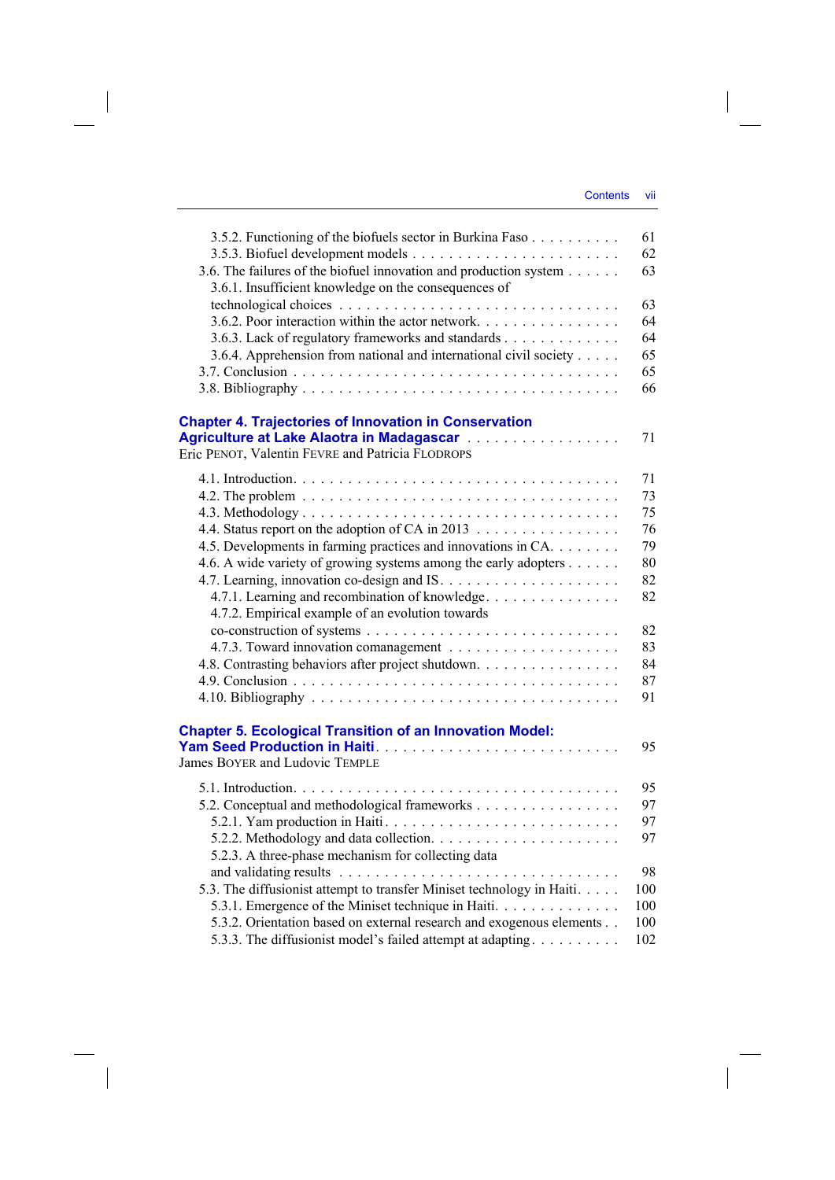3.5.2. Functioning of the biofuels sector in Burkina Faso . . . . . . . . . . 61
3.5.3. Biofuel development models . . . . . . . . . . . . . . . . . . . . . . . . 62
3.6. The failures of the biofuel innovation and production system . . . . . . 63
3.6.1. Insufficient knowledge on the consequences of technological choices . . . . . . . . . . . . . . . . . . . . . . . . . . . . . . 63
3.6.2. Poor interaction within the actor network. . . . . . . . . . . . . . . . 64
3.6.3. Lack of regulatory frameworks and standards . . . . . . . . . . . . . 64
3.6.4. Apprehension from national and international civil society . . . . . 65
3.7. Conclusion . . . . . . . . . . . . . . . . . . . . . . . . . . . . . . . . . . 65
3.8. Bibliography . . . . . . . . . . . . . . . . . . . . . . . . . . . . . . . . . 66

**Chapter 4. Trajectories of Innovation in Conservation Agriculture at Lake Alaotra in Madagascar** . . . . . . . . . . . . . . . . . 71
Eric PENOT, Valentin FEVRE and Patricia FLODROPS

4.1. Introduction. . . . . . . . . . . . . . . . . . . . . . . . . . . . . . . . . . 71
4.2. The problem . . . . . . . . . . . . . . . . . . . . . . . . . . . . . . . . . 73
4.3. Methodology . . . . . . . . . . . . . . . . . . . . . . . . . . . . . . . . . 75
4.4. Status report on the adoption of CA in 2013 . . . . . . . . . . . . . . . 76
4.5. Developments in farming practices and innovations in CA. . . . . . . . 79
4.6. A wide variety of growing systems among the early adopters . . . . . . 80
4.7. Learning, innovation co-design and IS. . . . . . . . . . . . . . . . . . . 82
4.7.1. Learning and recombination of knowledge. . . . . . . . . . . . . . . 82
4.7.2. Empirical example of an evolution towards co-construction of systems . . . . . . . . . . . . . . . . . . . . . . . . . . 82
4.7.3. Toward innovation comanagement . . . . . . . . . . . . . . . . . . . 83
4.8. Contrasting behaviors after project shutdown. . . . . . . . . . . . . . . . 84
4.9. Conclusion . . . . . . . . . . . . . . . . . . . . . . . . . . . . . . . . . . 87
4.10. Bibliography . . . . . . . . . . . . . . . . . . . . . . . . . . . . . . . . 91

**Chapter 5. Ecological Transition of an Innovation Model: Yam Seed Production in Haiti** . . . . . . . . . . . . . . . . . . . . . . . . . . 95
James BOYER and Ludovic TEMPLE

5.1. Introduction. . . . . . . . . . . . . . . . . . . . . . . . . . . . . . . . . . 95
5.2. Conceptual and methodological frameworks . . . . . . . . . . . . . . . . 97
5.2.1. Yam production in Haiti . . . . . . . . . . . . . . . . . . . . . . . . . 97
5.2.2. Methodology and data collection. . . . . . . . . . . . . . . . . . . . . 97
5.2.3. A three-phase mechanism for collecting data and validating results . . . . . . . . . . . . . . . . . . . . . . . . . . . . . . 98
5.3. The diffusionist attempt to transfer Miniset technology in Haiti. . . . . 100
5.3.1. Emergence of the Miniset technique in Haiti. . . . . . . . . . . . . . 100
5.3.2. Orientation based on external research and exogenous elements . . 100
5.3.3. The diffusionist model's failed attempt at adapting . . . . . . . . . . 102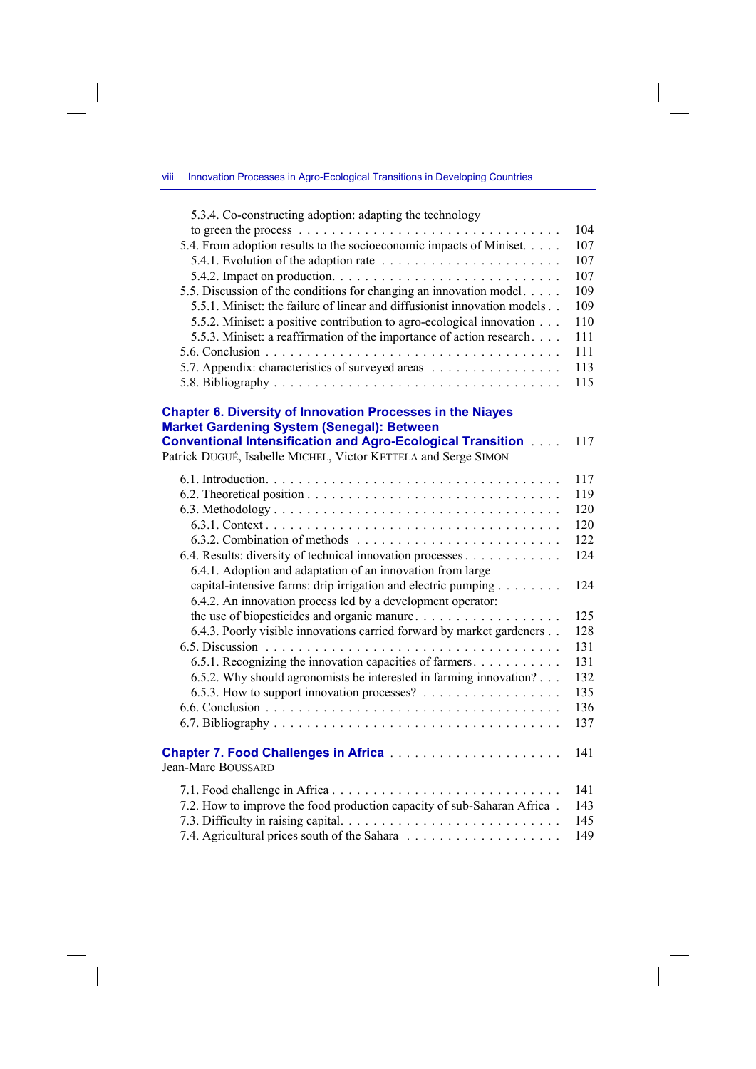5.3.4. Co-constructing adoption: adapting the technology to green the process . . . . . . . . . . . . . . . . . . . . . . . . . . . . . . . . 104
5.4. From adoption results to the socioeconomic impacts of Miniset. . . . . 107
5.4.1. Evolution of the adoption rate . . . . . . . . . . . . . . . . . . . . . 107
5.4.2. Impact on production. . . . . . . . . . . . . . . . . . . . . . . . . . 107
5.5. Discussion of the conditions for changing an innovation model. . . . . 109
5.5.1. Miniset: the failure of linear and diffusionist innovation models . . 109
5.5.2. Miniset: a positive contribution to agro-ecological innovation . . . 110
5.5.3. Miniset: a reaffirmation of the importance of action research. . . . 111
5.6. Conclusion . . . . . . . . . . . . . . . . . . . . . . . . . . . . . . . . . 111
5.7. Appendix: characteristics of surveyed areas . . . . . . . . . . . . . . . 113
5.8. Bibliography . . . . . . . . . . . . . . . . . . . . . . . . . . . . . . . . 115

**Chapter 6. Diversity of Innovation Processes in the Niayes Market Gardening System (Senegal): Between Conventional Intensification and Agro-Ecological Transition** . . . . 117
Patrick DUGUÉ, Isabelle MICHEL, Victor KETTELA and Serge SIMON

6.1. Introduction. . . . . . . . . . . . . . . . . . . . . . . . . . . . . . . . . 117
6.2. Theoretical position . . . . . . . . . . . . . . . . . . . . . . . . . . . . . 119
6.3. Methodology . . . . . . . . . . . . . . . . . . . . . . . . . . . . . . . . . 120
6.3.1. Context . . . . . . . . . . . . . . . . . . . . . . . . . . . . . . . . . 120
6.3.2. Combination of methods . . . . . . . . . . . . . . . . . . . . . . . . 122
6.4. Results: diversity of technical innovation processes . . . . . . . . . . . . 124
6.4.1. Adoption and adaptation of an innovation from large capital-intensive farms: drip irrigation and electric pumping . . . . . . . . 124
6.4.2. An innovation process led by a development operator: the use of biopesticides and organic manure. . . . . . . . . . . . . . . . . . . 125
6.4.3. Poorly visible innovations carried forward by market gardeners . . 128
6.5. Discussion . . . . . . . . . . . . . . . . . . . . . . . . . . . . . . . . . 131
6.5.1. Recognizing the innovation capacities of farmers. . . . . . . . . . . 131
6.5.2. Why should agronomists be interested in farming innovation? . . . 132
6.5.3. How to support innovation processes? . . . . . . . . . . . . . . . . . 135
6.6. Conclusion . . . . . . . . . . . . . . . . . . . . . . . . . . . . . . . . . 136
6.7. Bibliography . . . . . . . . . . . . . . . . . . . . . . . . . . . . . . . . 137

**Chapter 7. Food Challenges in Africa** . . . . . . . . . . . . . . . . . . . . . . 141
Jean-Marc BOUSSARD

7.1. Food challenge in Africa . . . . . . . . . . . . . . . . . . . . . . . . . . . 141
7.2. How to improve the food production capacity of sub-Saharan Africa . 143
7.3. Difficulty in raising capital. . . . . . . . . . . . . . . . . . . . . . . . . . 145
7.4. Agricultural prices south of the Sahara . . . . . . . . . . . . . . . . . . 149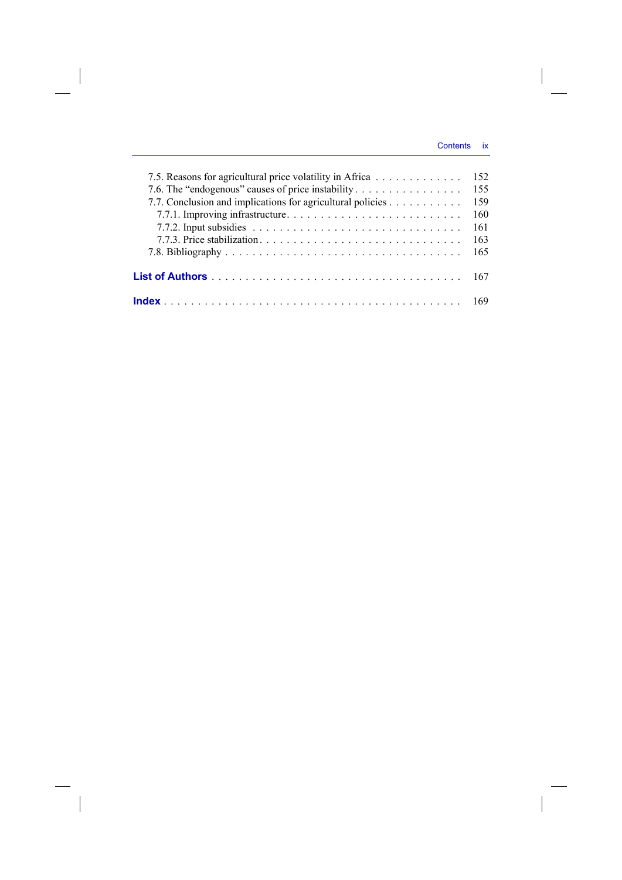7.5. Reasons for agricultural price volatility in Africa . . . . . . . . . . . . . 152
7.6. The "endogenous" causes of price instability . . . . . . . . . . . . . . . . 155
7.7. Conclusion and implications for agricultural policies . . . . . . . . . . . 159
  7.7.1. Improving infrastructure . . . . . . . . . . . . . . . . . . . . . . . . . 160
  7.7.2. Input subsidies . . . . . . . . . . . . . . . . . . . . . . . . . . . . . . 161
  7.7.3. Price stabilization . . . . . . . . . . . . . . . . . . . . . . . . . . . . 163
7.8. Bibliography . . . . . . . . . . . . . . . . . . . . . . . . . . . . . . . . . 165

**List of Authors** . . . . . . . . . . . . . . . . . . . . . . . . . . . . . . . . . . . 167

**Index** . . . . . . . . . . . . . . . . . . . . . . . . . . . . . . . . . . . . . . . . . 169